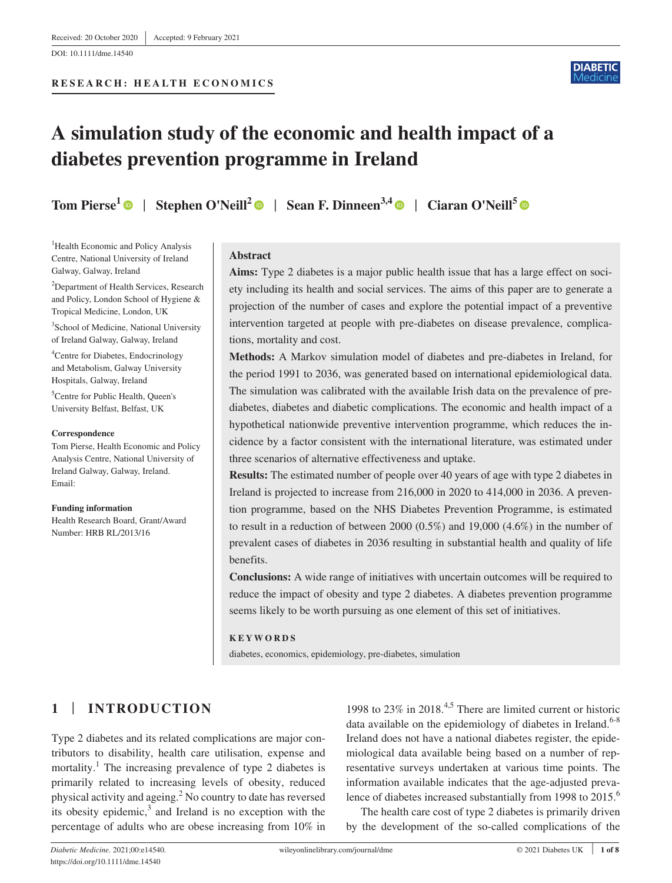Received: 20 October 2020 | Accepted: 9 February 2021

DOI: 10.1111/dme.14540

**RESEARCH: HEALTH ECONOMICS**

# A simulation study of the economic and health impact of a diabetes prevention programme in Ireland

**Tom Pierse**[1] | **Stephen O'Neill**[2] | **Sean F. Dinneen**[3,4] | **Ciaran O'Neill**[5]

[1]Health Economic and Policy Analysis Centre, National University of Ireland Galway, Galway, Ireland

[2]Department of Health Services, Research and Policy, London School of Hygiene & Tropical Medicine, London, UK

[3]School of Medicine, National University of Ireland Galway, Galway, Ireland

[4]Centre for Diabetes, Endocrinology and Metabolism, Galway University Hospitals, Galway, Ireland

[5]Centre for Public Health, Queen's University Belfast, Belfast, UK

**Correspondence**

Tom Pierse, Health Economic and Policy Analysis Centre, National University of Ireland Galway, Galway, Ireland.
Email:

**Funding information**

Health Research Board, Grant/Award Number: HRB RL/2013/16

## Abstract

**Aims:** Type 2 diabetes is a major public health issue that has a large effect on society including its health and social services. The aims of this paper are to generate a projection of the number of cases and explore the potential impact of a preventive intervention targeted at people with pre-diabetes on disease prevalence, complications, mortality and cost.

**Methods:** A Markov simulation model of diabetes and pre-diabetes in Ireland, for the period 1991 to 2036, was generated based on international epidemiological data. The simulation was calibrated with the available Irish data on the prevalence of pre-diabetes, diabetes and diabetic complications. The economic and health impact of a hypothetical nationwide preventive intervention programme, which reduces the incidence by a factor consistent with the international literature, was estimated under three scenarios of alternative effectiveness and uptake.

**Results:** The estimated number of people over 40 years of age with type 2 diabetes in Ireland is projected to increase from 216,000 in 2020 to 414,000 in 2036. A prevention programme, based on the NHS Diabetes Prevention Programme, is estimated to result in a reduction of between 2000 (0.5%) and 19,000 (4.6%) in the number of prevalent cases of diabetes in 2036 resulting in substantial health and quality of life benefits.

**Conclusions:** A wide range of initiatives with uncertain outcomes will be required to reduce the impact of obesity and type 2 diabetes. A diabetes prevention programme seems likely to be worth pursuing as one element of this set of initiatives.

**KEYWORDS**

diabetes, economics, epidemiology, pre-diabetes, simulation

## 1 | INTRODUCTION

Type 2 diabetes and its related complications are major contributors to disability, health care utilisation, expense and mortality.[1] The increasing prevalence of type 2 diabetes is primarily related to increasing levels of obesity, reduced physical activity and ageing.[2] No country to date has reversed its obesity epidemic,[3] and Ireland is no exception with the percentage of adults who are obese increasing from 10% in 1998 to 23% in 2018.[4,5] There are limited current or historic data available on the epidemiology of diabetes in Ireland.[6-8] Ireland does not have a national diabetes register, the epidemiological data available being based on a number of representative surveys undertaken at various time points. The information available indicates that the age-adjusted prevalence of diabetes increased substantially from 1998 to 2015.[6]

The health care cost of type 2 diabetes is primarily driven by the development of the so-called complications of the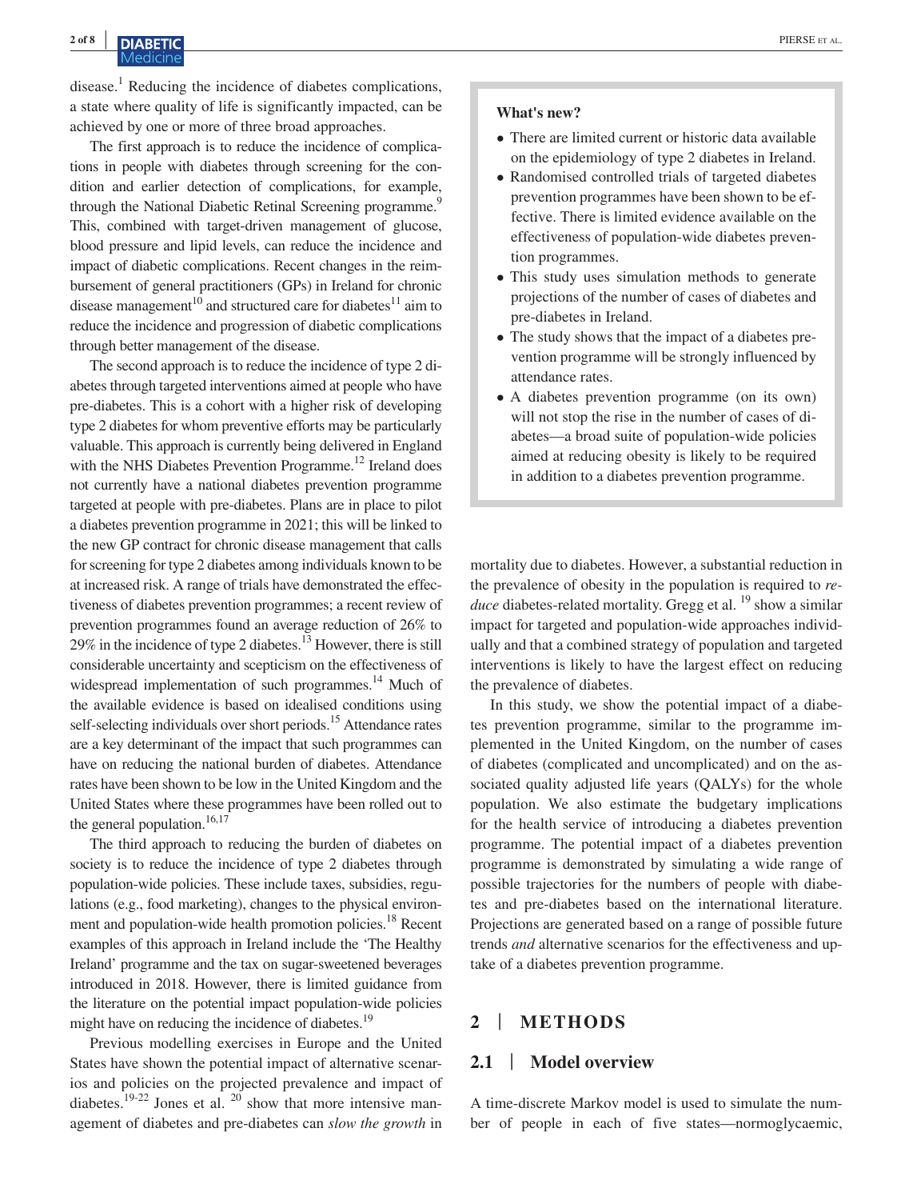disease.[1] Reducing the incidence of diabetes complications, a state where quality of life is significantly impacted, can be achieved by one or more of three broad approaches.

The first approach is to reduce the incidence of complications in people with diabetes through screening for the condition and earlier detection of complications, for example, through the National Diabetic Retinal Screening programme.[9] This, combined with target-driven management of glucose, blood pressure and lipid levels, can reduce the incidence and impact of diabetic complications. Recent changes in the reimbursement of general practitioners (GPs) in Ireland for chronic disease management[10] and structured care for diabetes[11] aim to reduce the incidence and progression of diabetic complications through better management of the disease.

The second approach is to reduce the incidence of type 2 diabetes through targeted interventions aimed at people who have pre-diabetes. This is a cohort with a higher risk of developing type 2 diabetes for whom preventive efforts may be particularly valuable. This approach is currently being delivered in England with the NHS Diabetes Prevention Programme.[12] Ireland does not currently have a national diabetes prevention programme targeted at people with pre-diabetes. Plans are in place to pilot a diabetes prevention programme in 2021; this will be linked to the new GP contract for chronic disease management that calls for screening for type 2 diabetes among individuals known to be at increased risk. A range of trials have demonstrated the effectiveness of diabetes prevention programmes; a recent review of prevention programmes found an average reduction of 26% to 29% in the incidence of type 2 diabetes.[13] However, there is still considerable uncertainty and scepticism on the effectiveness of widespread implementation of such programmes.[14] Much of the available evidence is based on idealised conditions using self-selecting individuals over short periods.[15] Attendance rates are a key determinant of the impact that such programmes can have on reducing the national burden of diabetes. Attendance rates have been shown to be low in the United Kingdom and the United States where these programmes have been rolled out to the general population.[16,17]

The third approach to reducing the burden of diabetes on society is to reduce the incidence of type 2 diabetes through population-wide policies. These include taxes, subsidies, regulations (e.g., food marketing), changes to the physical environment and population-wide health promotion policies.[18] Recent examples of this approach in Ireland include the 'The Healthy Ireland' programme and the tax on sugar-sweetened beverages introduced in 2018. However, there is limited guidance from the literature on the potential impact population-wide policies might have on reducing the incidence of diabetes.[19]

Previous modelling exercises in Europe and the United States have shown the potential impact of alternative scenarios and policies on the projected prevalence and impact of diabetes.[19-22] Jones et al. [20] show that more intensive management of diabetes and pre-diabetes can *slow the growth* in mortality due to diabetes. However, a substantial reduction in the prevalence of obesity in the population is required to *reduce* diabetes-related mortality. Gregg et al. [19] show a similar impact for targeted and population-wide approaches individually and that a combined strategy of population and targeted interventions is likely to have the largest effect on reducing the prevalence of diabetes.

In this study, we show the potential impact of a diabetes prevention programme, similar to the programme implemented in the United Kingdom, on the number of cases of diabetes (complicated and uncomplicated) and on the associated quality adjusted life years (QALYs) for the whole population. We also estimate the budgetary implications for the health service of introducing a diabetes prevention programme. The potential impact of a diabetes prevention programme is demonstrated by simulating a wide range of possible trajectories for the numbers of people with diabetes and pre-diabetes based on the international literature. Projections are generated based on a range of possible future trends *and* alternative scenarios for the effectiveness and uptake of a diabetes prevention programme.

**What's new?**

- There are limited current or historic data available on the epidemiology of type 2 diabetes in Ireland.
- Randomised controlled trials of targeted diabetes prevention programmes have been shown to be effective. There is limited evidence available on the effectiveness of population-wide diabetes prevention programmes.
- This study uses simulation methods to generate projections of the number of cases of diabetes and pre-diabetes in Ireland.
- The study shows that the impact of a diabetes prevention programme will be strongly influenced by attendance rates.
- A diabetes prevention programme (on its own) will not stop the rise in the number of cases of diabetes—a broad suite of population-wide policies aimed at reducing obesity is likely to be required in addition to a diabetes prevention programme.

## 2 | METHODS

### 2.1 | Model overview

A time-discrete Markov model is used to simulate the number of people in each of five states—normoglycaemic,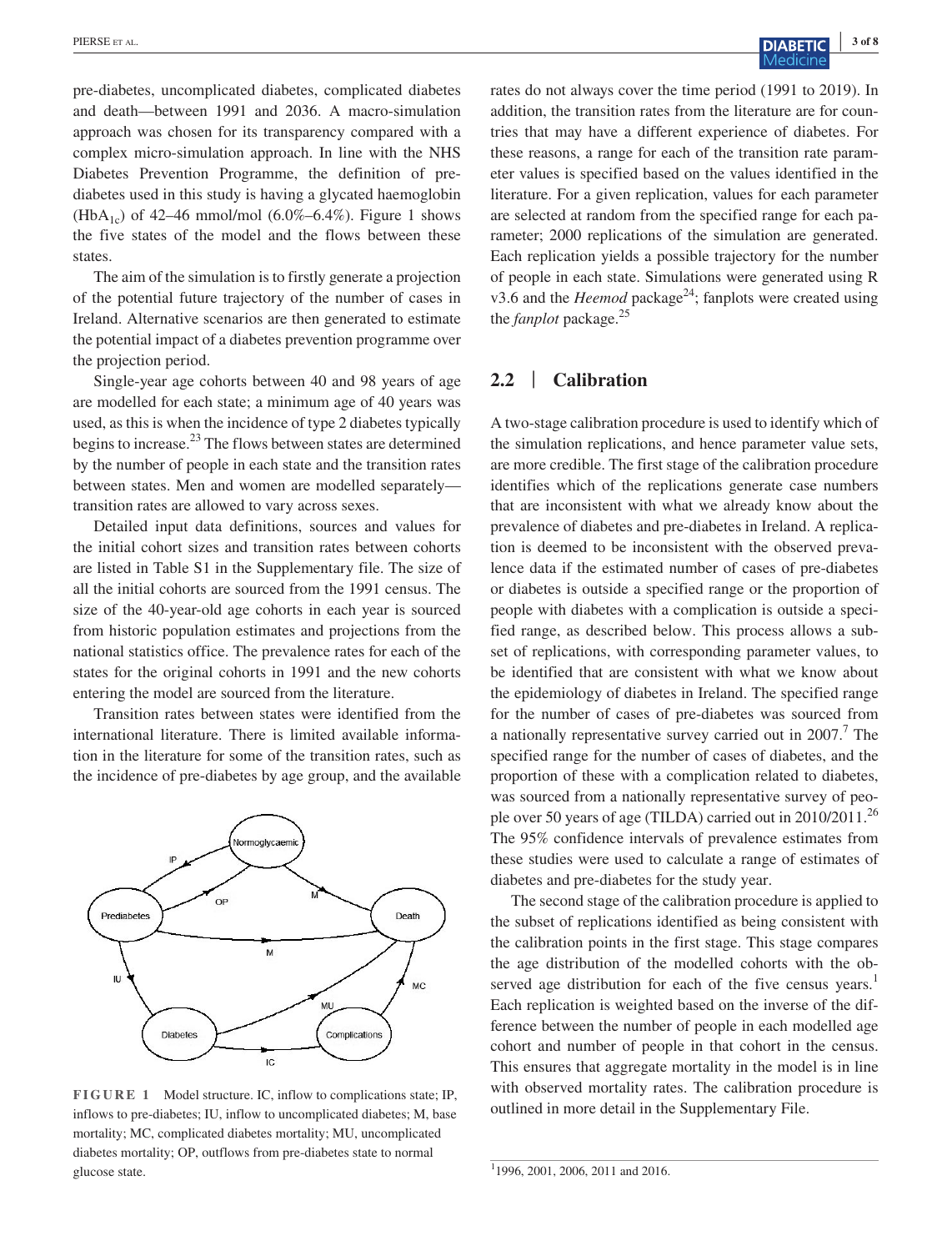pre-diabetes, uncomplicated diabetes, complicated diabetes and death—between 1991 and 2036. A macro-simulation approach was chosen for its transparency compared with a complex micro-simulation approach. In line with the NHS Diabetes Prevention Programme, the definition of pre-diabetes used in this study is having a glycated haemoglobin ($HbA_{1c}$) of 42–46 mmol/mol (6.0%–6.4%). Figure 1 shows the five states of the model and the flows between these states.

The aim of the simulation is to firstly generate a projection of the potential future trajectory of the number of cases in Ireland. Alternative scenarios are then generated to estimate the potential impact of a diabetes prevention programme over the projection period.

Single-year age cohorts between 40 and 98 years of age are modelled for each state; a minimum age of 40 years was used, as this is when the incidence of type 2 diabetes typically begins to increase.[23] The flows between states are determined by the number of people in each state and the transition rates between states. Men and women are modelled separately—transition rates are allowed to vary across sexes.

Detailed input data definitions, sources and values for the initial cohort sizes and transition rates between cohorts are listed in Table S1 in the Supplementary file. The size of all the initial cohorts are sourced from the 1991 census. The size of the 40-year-old age cohorts in each year is sourced from historic population estimates and projections from the national statistics office. The prevalence rates for each of the states for the original cohorts in 1991 and the new cohorts entering the model are sourced from the literature.

Transition rates between states were identified from the international literature. There is limited available information in the literature for some of the transition rates, such as the incidence of pre-diabetes by age group, and the available rates do not always cover the time period (1991 to 2019). In addition, the transition rates from the literature are for countries that may have a different experience of diabetes. For these reasons, a range for each of the transition rate parameter values is specified based on the values identified in the literature. For a given replication, values for each parameter are selected at random from the specified range for each parameter; 2000 replications of the simulation are generated. Each replication yields a possible trajectory for the number of people in each state. Simulations were generated using R v3.6 and the *Heemod* package[24]; fanplots were created using the *fanplot* package.[25]

**FIGURE 1** Model structure. IC, inflow to complications state; IP, inflows to pre-diabetes; IU, inflow to uncomplicated diabetes; M, base mortality; MC, complicated diabetes mortality; MU, uncomplicated diabetes mortality; OP, outflows from pre-diabetes state to normal glucose state.

## 2.2 | Calibration

A two-stage calibration procedure is used to identify which of the simulation replications, and hence parameter value sets, are more credible. The first stage of the calibration procedure identifies which of the replications generate case numbers that are inconsistent with what we already know about the prevalence of diabetes and pre-diabetes in Ireland. A replication is deemed to be inconsistent with the observed prevalence data if the estimated number of cases of pre-diabetes or diabetes is outside a specified range or the proportion of people with diabetes with a complication is outside a specified range, as described below. This process allows a subset of replications, with corresponding parameter values, to be identified that are consistent with what we know about the epidemiology of diabetes in Ireland. The specified range for the number of cases of pre-diabetes was sourced from a nationally representative survey carried out in 2007.[7] The specified range for the number of cases of diabetes, and the proportion of these with a complication related to diabetes, was sourced from a nationally representative survey of people over 50 years of age (TILDA) carried out in 2010/2011.[26] The 95% confidence intervals of prevalence estimates from these studies were used to calculate a range of estimates of diabetes and pre-diabetes for the study year.

The second stage of the calibration procedure is applied to the subset of replications identified as being consistent with the calibration points in the first stage. This stage compares the age distribution of the modelled cohorts with the observed age distribution for each of the five census years.[1] Each replication is weighted based on the inverse of the difference between the number of people in each modelled age cohort and number of people in that cohort in the census. This ensures that aggregate mortality in the model is in line with observed mortality rates. The calibration procedure is outlined in more detail in the Supplementary File.

[1] 1996, 2001, 2006, 2011 and 2016.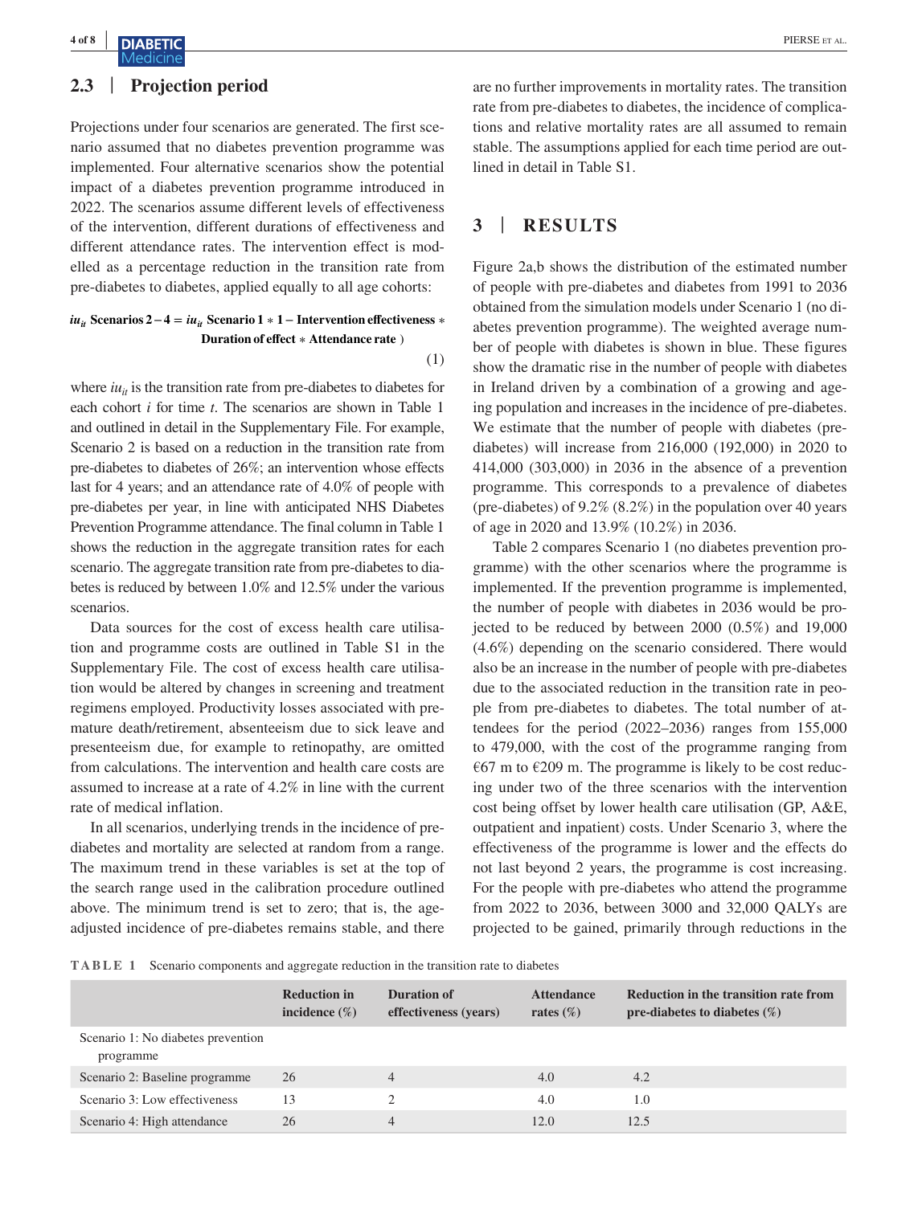## 2.3 | Projection period

Projections under four scenarios are generated. The first scenario assumed that no diabetes prevention programme was implemented. Four alternative scenarios show the potential impact of a diabetes prevention programme introduced in 2022. The scenarios assume different levels of effectiveness of the intervention, different durations of effectiveness and different attendance rates. The intervention effect is modelled as a percentage reduction in the transition rate from pre-diabetes to diabetes, applied equally to all age cohorts:

$$iu_{it}\ \textbf{Scenarios 2} - \textbf{4} = iu_{it}\ \textbf{Scenario 1} * \textbf{1} - \textbf{Intervention effectiveness} * \textbf{Duration of effect} * \textbf{Attendance rate}\ ) \tag{1}$$

where $iu_{it}$ is the transition rate from pre-diabetes to diabetes for each cohort $i$ for time $t$. The scenarios are shown in Table 1 and outlined in detail in the Supplementary File. For example, Scenario 2 is based on a reduction in the transition rate from pre-diabetes to diabetes of 26%; an intervention whose effects last for 4 years; and an attendance rate of 4.0% of people with pre-diabetes per year, in line with anticipated NHS Diabetes Prevention Programme attendance. The final column in Table 1 shows the reduction in the aggregate transition rates for each scenario. The aggregate transition rate from pre-diabetes to diabetes is reduced by between 1.0% and 12.5% under the various scenarios.

Data sources for the cost of excess health care utilisation and programme costs are outlined in Table S1 in the Supplementary File. The cost of excess health care utilisation would be altered by changes in screening and treatment regimens employed. Productivity losses associated with premature death/retirement, absenteeism due to sick leave and presenteeism due, for example to retinopathy, are omitted from calculations. The intervention and health care costs are assumed to increase at a rate of 4.2% in line with the current rate of medical inflation.

In all scenarios, underlying trends in the incidence of pre-diabetes and mortality are selected at random from a range. The maximum trend in these variables is set at the top of the search range used in the calibration procedure outlined above. The minimum trend is set to zero; that is, the age-adjusted incidence of pre-diabetes remains stable, and there are no further improvements in mortality rates. The transition rate from pre-diabetes to diabetes, the incidence of complications and relative mortality rates are all assumed to remain stable. The assumptions applied for each time period are outlined in detail in Table S1.

# 3 | RESULTS

Figure 2a,b shows the distribution of the estimated number of people with pre-diabetes and diabetes from 1991 to 2036 obtained from the simulation models under Scenario 1 (no diabetes prevention programme). The weighted average number of people with diabetes is shown in blue. These figures show the dramatic rise in the number of people with diabetes in Ireland driven by a combination of a growing and ageing population and increases in the incidence of pre-diabetes. We estimate that the number of people with diabetes (pre-diabetes) will increase from 216,000 (192,000) in 2020 to 414,000 (303,000) in 2036 in the absence of a prevention programme. This corresponds to a prevalence of diabetes (pre-diabetes) of 9.2% (8.2%) in the population over 40 years of age in 2020 and 13.9% (10.2%) in 2036.

Table 2 compares Scenario 1 (no diabetes prevention programme) with the other scenarios where the programme is implemented. If the prevention programme is implemented, the number of people with diabetes in 2036 would be projected to be reduced by between 2000 (0.5%) and 19,000 (4.6%) depending on the scenario considered. There would also be an increase in the number of people with pre-diabetes due to the associated reduction in the transition rate in people from pre-diabetes to diabetes. The total number of attendees for the period (2022–2036) ranges from 155,000 to 479,000, with the cost of the programme ranging from €67 m to €209 m. The programme is likely to be cost reducing under two of the three scenarios with the intervention cost being offset by lower health care utilisation (GP, A&E, outpatient and inpatient) costs. Under Scenario 3, where the effectiveness of the programme is lower and the effects do not last beyond 2 years, the programme is cost increasing. For the people with pre-diabetes who attend the programme from 2022 to 2036, between 3000 and 32,000 QALYs are projected to be gained, primarily through reductions in the

**TABLE 1** Scenario components and aggregate reduction in the transition rate to diabetes

| | Reduction in incidence (%) | Duration of effectiveness (years) | Attendance rates (%) | Reduction in the transition rate from pre-diabetes to diabetes (%) |
|---|---|---|---|---|
| Scenario 1: No diabetes prevention programme | | | | |
| Scenario 2: Baseline programme | 26 | 4 | 4.0 | 4.2 |
| Scenario 3: Low effectiveness | 13 | 2 | 4.0 | 1.0 |
| Scenario 4: High attendance | 26 | 4 | 12.0 | 12.5 |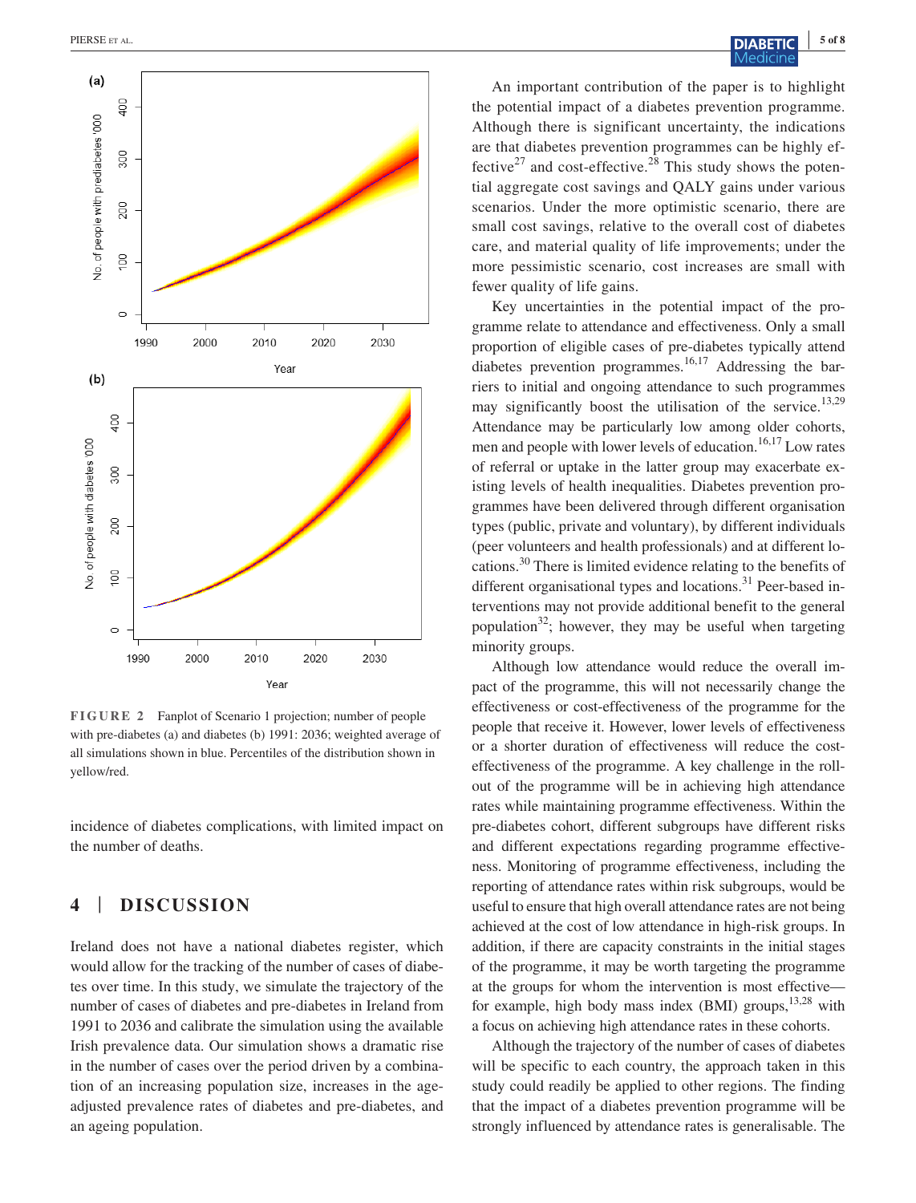FIGURE 2 Fanplot of Scenario 1 projection; number of people with pre-diabetes (a) and diabetes (b) 1991: 2036; weighted average of all simulations shown in blue. Percentiles of the distribution shown in yellow/red.

incidence of diabetes complications, with limited impact on the number of deaths.

## 4 | DISCUSSION

Ireland does not have a national diabetes register, which would allow for the tracking of the number of cases of diabetes over time. In this study, we simulate the trajectory of the number of cases of diabetes and pre-diabetes in Ireland from 1991 to 2036 and calibrate the simulation using the available Irish prevalence data. Our simulation shows a dramatic rise in the number of cases over the period driven by a combination of an increasing population size, increases in the age-adjusted prevalence rates of diabetes and pre-diabetes, and an ageing population.

An important contribution of the paper is to highlight the potential impact of a diabetes prevention programme. Although there is significant uncertainty, the indications are that diabetes prevention programmes can be highly effective[27] and cost-effective.[28] This study shows the potential aggregate cost savings and QALY gains under various scenarios. Under the more optimistic scenario, there are small cost savings, relative to the overall cost of diabetes care, and material quality of life improvements; under the more pessimistic scenario, cost increases are small with fewer quality of life gains.

Key uncertainties in the potential impact of the programme relate to attendance and effectiveness. Only a small proportion of eligible cases of pre-diabetes typically attend diabetes prevention programmes.[16,17] Addressing the barriers to initial and ongoing attendance to such programmes may significantly boost the utilisation of the service.[13,29] Attendance may be particularly low among older cohorts, men and people with lower levels of education.[16,17] Low rates of referral or uptake in the latter group may exacerbate existing levels of health inequalities. Diabetes prevention programmes have been delivered through different organisation types (public, private and voluntary), by different individuals (peer volunteers and health professionals) and at different locations.[30] There is limited evidence relating to the benefits of different organisational types and locations.[31] Peer-based interventions may not provide additional benefit to the general population[32]; however, they may be useful when targeting minority groups.

Although low attendance would reduce the overall impact of the programme, this will not necessarily change the effectiveness or cost-effectiveness of the programme for the people that receive it. However, lower levels of effectiveness or a shorter duration of effectiveness will reduce the cost-effectiveness of the programme. A key challenge in the roll-out of the programme will be in achieving high attendance rates while maintaining programme effectiveness. Within the pre-diabetes cohort, different subgroups have different risks and different expectations regarding programme effectiveness. Monitoring of programme effectiveness, including the reporting of attendance rates within risk subgroups, would be useful to ensure that high overall attendance rates are not being achieved at the cost of low attendance in high-risk groups. In addition, if there are capacity constraints in the initial stages of the programme, it may be worth targeting the programme at the groups for whom the intervention is most effective—for example, high body mass index (BMI) groups,[13,28] with a focus on achieving high attendance rates in these cohorts.

Although the trajectory of the number of cases of diabetes will be specific to each country, the approach taken in this study could readily be applied to other regions. The finding that the impact of a diabetes prevention programme will be strongly influenced by attendance rates is generalisable. The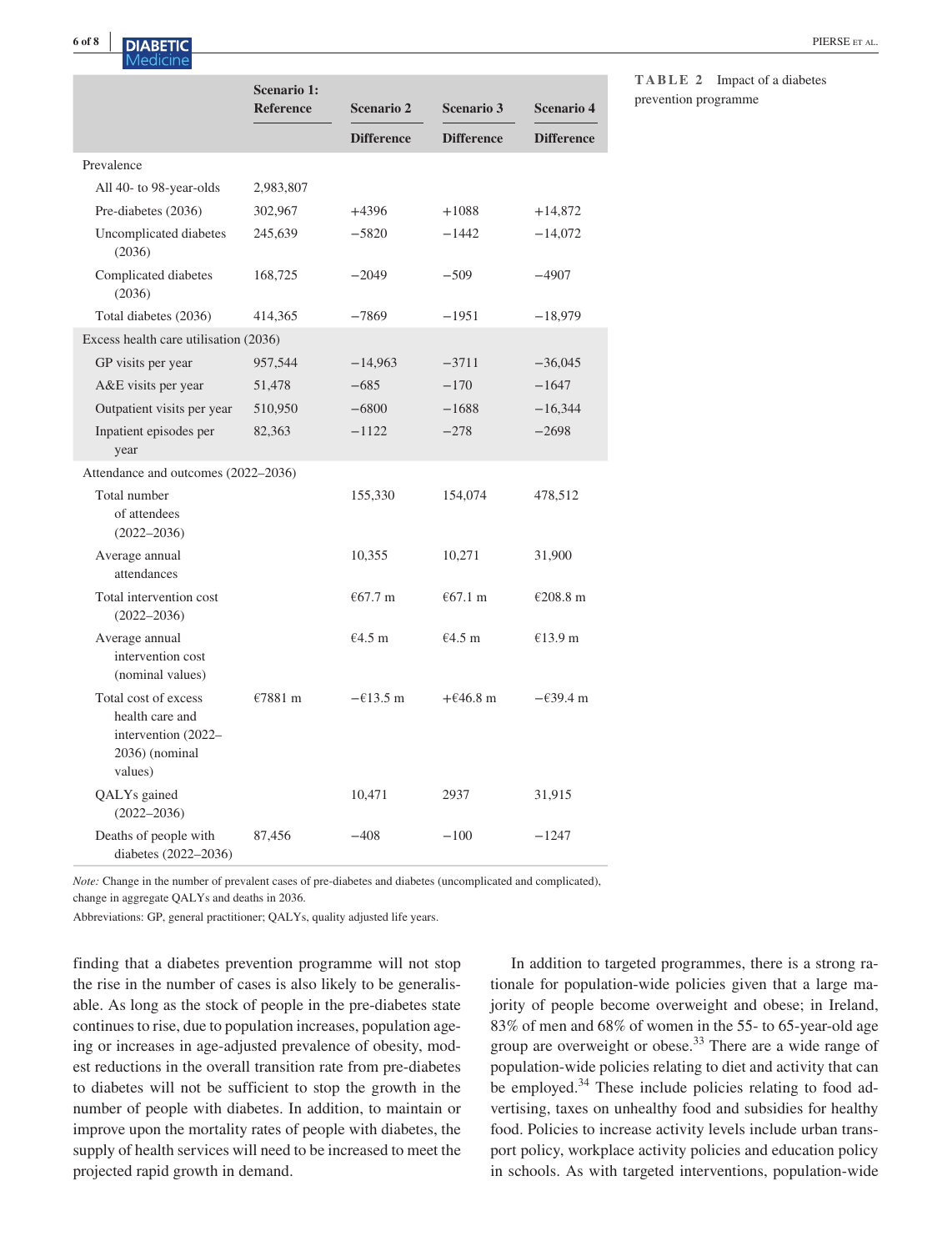**TABLE 2** Impact of a diabetes prevention programme

| | Scenario 1: Reference | Scenario 2 Difference | Scenario 3 Difference | Scenario 4 Difference |
|---|---|---|---|---|
| Prevalence | | | | |
| All 40- to 98-year-olds | 2,983,807 | | | |
| Pre-diabetes (2036) | 302,967 | +4396 | +1088 | +14,872 |
| Uncomplicated diabetes (2036) | 245,639 | −5820 | −1442 | −14,072 |
| Complicated diabetes (2036) | 168,725 | −2049 | −509 | −4907 |
| Total diabetes (2036) | 414,365 | −7869 | −1951 | −18,979 |
| Excess health care utilisation (2036) | | | | |
| GP visits per year | 957,544 | −14,963 | −3711 | −36,045 |
| A&E visits per year | 51,478 | −685 | −170 | −1647 |
| Outpatient visits per year | 510,950 | −6800 | −1688 | −16,344 |
| Inpatient episodes per year | 82,363 | −1122 | −278 | −2698 |
| Attendance and outcomes (2022–2036) | | | | |
| Total number of attendees (2022–2036) | | 155,330 | 154,074 | 478,512 |
| Average annual attendances | | 10,355 | 10,271 | 31,900 |
| Total intervention cost (2022–2036) | | €67.7 m | €67.1 m | €208.8 m |
| Average annual intervention cost (nominal values) | | €4.5 m | €4.5 m | €13.9 m |
| Total cost of excess health care and intervention (2022–2036) (nominal values) | €7881 m | −€13.5 m | +€46.8 m | −€39.4 m |
| QALYs gained (2022–2036) | | 10,471 | 2937 | 31,915 |
| Deaths of people with diabetes (2022–2036) | 87,456 | −408 | −100 | −1247 |

*Note:* Change in the number of prevalent cases of pre-diabetes and diabetes (uncomplicated and complicated), change in aggregate QALYs and deaths in 2036.

Abbreviations: GP, general practitioner; QALYs, quality adjusted life years.

finding that a diabetes prevention programme will not stop the rise in the number of cases is also likely to be generalisable. As long as the stock of people in the pre-diabetes state continues to rise, due to population increases, population ageing or increases in age-adjusted prevalence of obesity, modest reductions in the overall transition rate from pre-diabetes to diabetes will not be sufficient to stop the growth in the number of people with diabetes. In addition, to maintain or improve upon the mortality rates of people with diabetes, the supply of health services will need to be increased to meet the projected rapid growth in demand.

In addition to targeted programmes, there is a strong rationale for population-wide policies given that a large majority of people become overweight and obese; in Ireland, 83% of men and 68% of women in the 55- to 65-year-old age group are overweight or obese.[33] There are a wide range of population-wide policies relating to diet and activity that can be employed.[34] These include policies relating to food advertising, taxes on unhealthy food and subsidies for healthy food. Policies to increase activity levels include urban transport policy, workplace activity policies and education policy in schools. As with targeted interventions, population-wide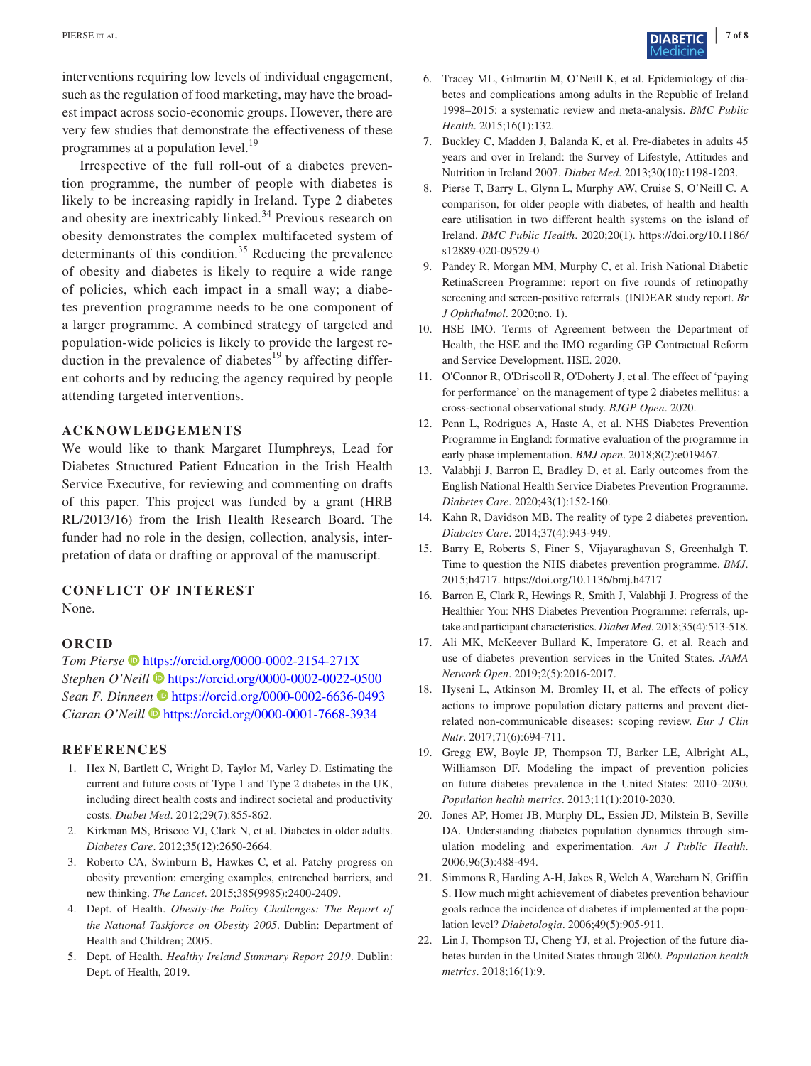interventions requiring low levels of individual engagement, such as the regulation of food marketing, may have the broadest impact across socio-economic groups. However, there are very few studies that demonstrate the effectiveness of these programmes at a population level.[19]

Irrespective of the full roll-out of a diabetes prevention programme, the number of people with diabetes is likely to be increasing rapidly in Ireland. Type 2 diabetes and obesity are inextricably linked.[34] Previous research on obesity demonstrates the complex multifaceted system of determinants of this condition.[35] Reducing the prevalence of obesity and diabetes is likely to require a wide range of policies, which each impact in a small way; a diabetes prevention programme needs to be one component of a larger programme. A combined strategy of targeted and population-wide policies is likely to provide the largest reduction in the prevalence of diabetes[19] by affecting different cohorts and by reducing the agency required by people attending targeted interventions.

## ACKNOWLEDGEMENTS

We would like to thank Margaret Humphreys, Lead for Diabetes Structured Patient Education in the Irish Health Service Executive, for reviewing and commenting on drafts of this paper. This project was funded by a grant (HRB RL/2013/16) from the Irish Health Research Board. The funder had no role in the design, collection, analysis, interpretation of data or drafting or approval of the manuscript.

## CONFLICT OF INTEREST

None.

## ORCID

*Tom Pierse* https://orcid.org/0000-0002-2154-271X
*Stephen O'Neill* https://orcid.org/0000-0002-0022-0500
*Sean F. Dinneen* https://orcid.org/0000-0002-6636-0493
*Ciaran O'Neill* https://orcid.org/0000-0001-7668-3934

## REFERENCES

1. Hex N, Bartlett C, Wright D, Taylor M, Varley D. Estimating the current and future costs of Type 1 and Type 2 diabetes in the UK, including direct health costs and indirect societal and productivity costs. *Diabet Med*. 2012;29(7):855-862.
2. Kirkman MS, Briscoe VJ, Clark N, et al. Diabetes in older adults. *Diabetes Care*. 2012;35(12):2650-2664.
3. Roberto CA, Swinburn B, Hawkes C, et al. Patchy progress on obesity prevention: emerging examples, entrenched barriers, and new thinking. *The Lancet*. 2015;385(9985):2400-2409.
4. Dept. of Health. *Obesity-the Policy Challenges: The Report of the National Taskforce on Obesity 2005*. Dublin: Department of Health and Children; 2005.
5. Dept. of Health. *Healthy Ireland Summary Report 2019*. Dublin: Dept. of Health, 2019.
6. Tracey ML, Gilmartin M, O'Neill K, et al. Epidemiology of diabetes and complications among adults in the Republic of Ireland 1998–2015: a systematic review and meta-analysis. *BMC Public Health*. 2015;16(1):132.
7. Buckley C, Madden J, Balanda K, et al. Pre-diabetes in adults 45 years and over in Ireland: the Survey of Lifestyle, Attitudes and Nutrition in Ireland 2007. *Diabet Med*. 2013;30(10):1198-1203.
8. Pierse T, Barry L, Glynn L, Murphy AW, Cruise S, O'Neill C. A comparison, for older people with diabetes, of health and health care utilisation in two different health systems on the island of Ireland. *BMC Public Health*. 2020;20(1). https://doi.org/10.1186/s12889-020-09529-0
9. Pandey R, Morgan MM, Murphy C, et al. Irish National Diabetic RetinaScreen Programme: report on five rounds of retinopathy screening and screen-positive referrals. (INDEAR study report. *Br J Ophthalmol*. 2020;no. 1).
10. HSE IMO. Terms of Agreement between the Department of Health, the HSE and the IMO regarding GP Contractual Reform and Service Development. HSE. 2020.
11. O'Connor R, O'Driscoll R, O'Doherty J, et al. The effect of 'paying for performance' on the management of type 2 diabetes mellitus: a cross-sectional observational study. *BJGP Open*. 2020.
12. Penn L, Rodrigues A, Haste A, et al. NHS Diabetes Prevention Programme in England: formative evaluation of the programme in early phase implementation. *BMJ open*. 2018;8(2):e019467.
13. Valabhji J, Barron E, Bradley D, et al. Early outcomes from the English National Health Service Diabetes Prevention Programme. *Diabetes Care*. 2020;43(1):152-160.
14. Kahn R, Davidson MB. The reality of type 2 diabetes prevention. *Diabetes Care*. 2014;37(4):943-949.
15. Barry E, Roberts S, Finer S, Vijayaraghavan S, Greenhalgh T. Time to question the NHS diabetes prevention programme. *BMJ*. 2015;h4717. https://doi.org/10.1136/bmj.h4717
16. Barron E, Clark R, Hewings R, Smith J, Valabhji J. Progress of the Healthier You: NHS Diabetes Prevention Programme: referrals, uptake and participant characteristics. *Diabet Med*. 2018;35(4):513-518.
17. Ali MK, McKeever Bullard K, Imperatore G, et al. Reach and use of diabetes prevention services in the United States. *JAMA Network Open*. 2019;2(5):2016-2017.
18. Hyseni L, Atkinson M, Bromley H, et al. The effects of policy actions to improve population dietary patterns and prevent diet-related non-communicable diseases: scoping review. *Eur J Clin Nutr*. 2017;71(6):694-711.
19. Gregg EW, Boyle JP, Thompson TJ, Barker LE, Albright AL, Williamson DF. Modeling the impact of prevention policies on future diabetes prevalence in the United States: 2010–2030. *Population health metrics*. 2013;11(1):2010-2030.
20. Jones AP, Homer JB, Murphy DL, Essien JD, Milstein B, Seville DA. Understanding diabetes population dynamics through simulation modeling and experimentation. *Am J Public Health*. 2006;96(3):488-494.
21. Simmons R, Harding A-H, Jakes R, Welch A, Wareham N, Griffin S. How much might achievement of diabetes prevention behaviour goals reduce the incidence of diabetes if implemented at the population level? *Diabetologia*. 2006;49(5):905-911.
22. Lin J, Thompson TJ, Cheng YJ, et al. Projection of the future diabetes burden in the United States through 2060. *Population health metrics*. 2018;16(1):9.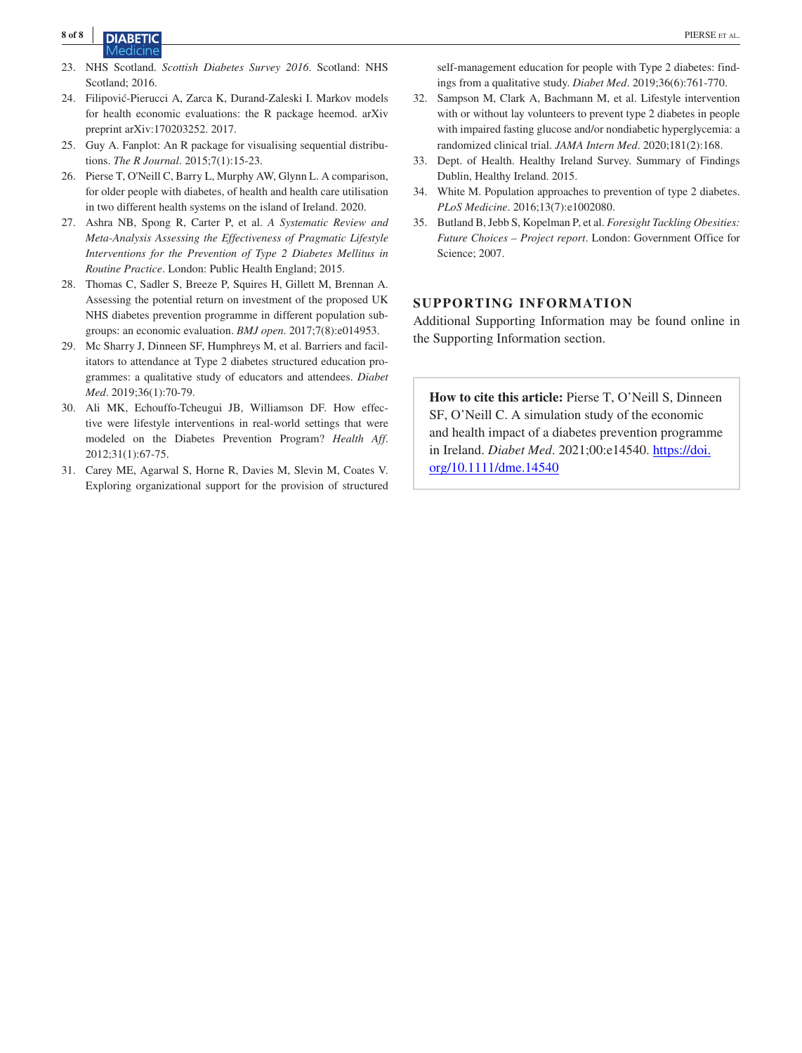23. NHS Scotland. *Scottish Diabetes Survey 2016*. Scotland: NHS Scotland; 2016.
24. Filipović-Pierucci A, Zarca K, Durand-Zaleski I. Markov models for health economic evaluations: the R package heemod. arXiv preprint arXiv:170203252. 2017.
25. Guy A. Fanplot: An R package for visualising sequential distributions. *The R Journal*. 2015;7(1):15-23.
26. Pierse T, O'Neill C, Barry L, Murphy AW, Glynn L. A comparison, for older people with diabetes, of health and health care utilisation in two different health systems on the island of Ireland. 2020.
27. Ashra NB, Spong R, Carter P, et al. *A Systematic Review and Meta-Analysis Assessing the Effectiveness of Pragmatic Lifestyle Interventions for the Prevention of Type 2 Diabetes Mellitus in Routine Practice*. London: Public Health England; 2015.
28. Thomas C, Sadler S, Breeze P, Squires H, Gillett M, Brennan A. Assessing the potential return on investment of the proposed UK NHS diabetes prevention programme in different population subgroups: an economic evaluation. *BMJ open*. 2017;7(8):e014953.
29. Mc Sharry J, Dinneen SF, Humphreys M, et al. Barriers and facilitators to attendance at Type 2 diabetes structured education programmes: a qualitative study of educators and attendees. *Diabet Med*. 2019;36(1):70-79.
30. Ali MK, Echouffo-Tcheugui JB, Williamson DF. How effective were lifestyle interventions in real-world settings that were modeled on the Diabetes Prevention Program? *Health Aff*. 2012;31(1):67-75.
31. Carey ME, Agarwal S, Horne R, Davies M, Slevin M, Coates V. Exploring organizational support for the provision of structured self-management education for people with Type 2 diabetes: findings from a qualitative study. *Diabet Med*. 2019;36(6):761-770.
32. Sampson M, Clark A, Bachmann M, et al. Lifestyle intervention with or without lay volunteers to prevent type 2 diabetes in people with impaired fasting glucose and/or nondiabetic hyperglycemia: a randomized clinical trial. *JAMA Intern Med*. 2020;181(2):168.
33. Dept. of Health. Healthy Ireland Survey. Summary of Findings Dublin, Healthy Ireland. 2015.
34. White M. Population approaches to prevention of type 2 diabetes. *PLoS Medicine*. 2016;13(7):e1002080.
35. Butland B, Jebb S, Kopelman P, et al. *Foresight Tackling Obesities: Future Choices – Project report*. London: Government Office for Science; 2007.

## SUPPORTING INFORMATION

Additional Supporting Information may be found online in the Supporting Information section.

**How to cite this article:** Pierse T, O'Neill S, Dinneen SF, O'Neill C. A simulation study of the economic and health impact of a diabetes prevention programme in Ireland. *Diabet Med*. 2021;00:e14540. https://doi.org/10.1111/dme.14540